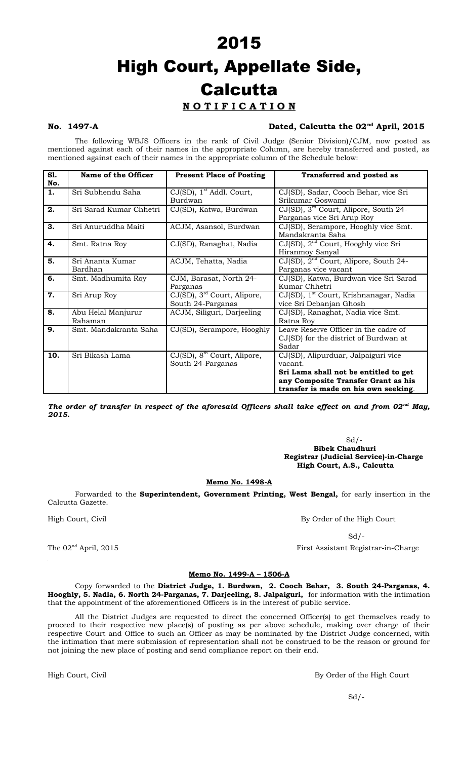# 2015

# High Court, Appellate Side, Calcutta

## N O T I F I C A T I O N

**No. 1497-A** **Dated, Calcutta the 02nd April, 2015**

The following WBJS Officers in the rank of Civil Judge (Senior Division)/CJM, now posted as mentioned against each of their names in the appropriate Column, are hereby transferred and posted, as mentioned against each of their names in the appropriate column of the Schedule below:

| Sl. No. | Name of the Officer | Present Place of Posting | Transferred and posted as |
|---|---|---|---|
| 1. | Sri Subhendu Saha | CJ(SD), 1st Addl. Court, Burdwan | CJ(SD), Sadar, Cooch Behar, vice Sri Srikumar Goswami |
| 2. | Sri Sarad Kumar Chhetri | CJ(SD), Katwa, Burdwan | CJ(SD), 3rd Court, Alipore, South 24-Parganas vice Sri Arup Roy |
| 3. | Sri Anuruddha Maiti | ACJM, Asansol, Burdwan | CJ(SD), Serampore, Hooghly vice Smt. Mandakranta Saha |
| 4. | Smt. Ratna Roy | CJ(SD), Ranaghat, Nadia | CJ(SD), 2nd Court, Hooghly vice Sri Hiranmoy Sanyal |
| 5. | Sri Ananta Kumar Bardhan | ACJM, Tehatta, Nadia | CJ(SD), 2nd Court, Alipore, South 24-Parganas vice vacant |
| 6. | Smt. Madhumita Roy | CJM, Barasat, North 24-Parganas | CJ(SD), Katwa, Burdwan vice Sri Sarad Kumar Chhetri |
| 7. | Sri Arup Roy | CJ(SD), 3rd Court, Alipore, South 24-Parganas | CJ(SD), 1st Court, Krishnanagar, Nadia vice Sri Debanjan Ghosh |
| 8. | Abu Helal Manjurur Rahaman | ACJM, Siliguri, Darjeeling | CJ(SD), Ranaghat, Nadia vice Smt. Ratna Roy |
| 9. | Smt. Mandakranta Saha | CJ(SD), Serampore, Hooghly | Leave Reserve Officer in the cadre of CJ(SD) for the district of Burdwan at Sadar |
| 10. | Sri Bikash Lama | CJ(SD), 8th Court, Alipore, South 24-Parganas | CJ(SD), Alipurduar, Jalpaiguri vice vacant. **Sri Lama shall not be entitled to get any Composite Transfer Grant as his transfer is made on his own seeking**. |

***The order of transfer in respect of the aforesaid Officers shall take effect on and from 02nd May, 2015.***

Sd/-
**Bibek Chaudhuri**
**Registrar (Judicial Service)-in-Charge**
**High Court, A.S., Calcutta**

**Memo No. 1498-A**

Forwarded to the **Superintendent, Government Printing, West Bengal,** for early insertion in the Calcutta Gazette.

High Court, Civil — By Order of the High Court

Sd/-

The 02nd April, 2015 — First Assistant Registrar-in-Charge

**Memo No. 1499-A – 1506-A**

Copy forwarded to the **District Judge, 1. Burdwan, 2. Cooch Behar, 3. South 24-Parganas, 4. Hooghly, 5. Nadia, 6. North 24-Parganas, 7. Darjeeling, 8. Jalpaiguri,** for information with the intimation that the appointment of the aforementioned Officers is in the interest of public service.

All the District Judges are requested to direct the concerned Officer(s) to get themselves ready to proceed to their respective new place(s) of posting as per above schedule, making over charge of their respective Court and Office to such an Officer as may be nominated by the District Judge concerned, with the intimation that mere submission of representation shall not be construed to be the reason or ground for not joining the new place of posting and send compliance report on their end.

High Court, Civil — By Order of the High Court

Sd/-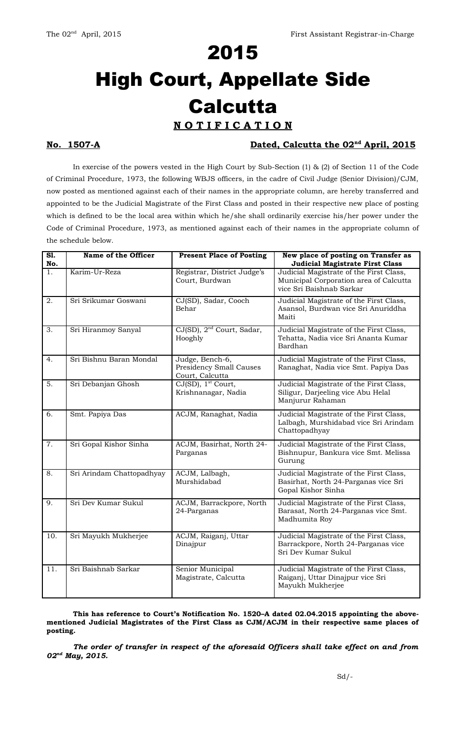The 02nd April, 2015 First Assistant Registrar-in-Charge

# 2015

# High Court, Appellate Side Calcutta

## N O T I F I C A T I O N

**No. 1507-A** **Dated, Calcutta the 02nd April, 2015**

In exercise of the powers vested in the High Court by Sub-Section (1) & (2) of Section 11 of the Code of Criminal Procedure, 1973, the following WBJS officers, in the cadre of Civil Judge (Senior Division)/CJM, now posted as mentioned against each of their names in the appropriate column, are hereby transferred and appointed to be the Judicial Magistrate of the First Class and posted in their respective new place of posting which is defined to be the local area within which he/she shall ordinarily exercise his/her power under the Code of Criminal Procedure, 1973, as mentioned against each of their names in the appropriate column of the schedule below.

| Sl. No. | Name of the Officer | Present Place of Posting | New place of posting on Transfer as Judicial Magistrate First Class |
|---|---|---|---|
| 1. | Karim-Ur-Reza | Registrar, District Judge's Court, Burdwan | Judicial Magistrate of the First Class, Municipal Corporation area of Calcutta vice Sri Baishnab Sarkar |
| 2. | Sri Srikumar Goswani | CJ(SD), Sadar, Cooch Behar | Judicial Magistrate of the First Class, Asansol, Burdwan vice Sri Anuriddha Maiti |
| 3. | Sri Hiranmoy Sanyal | CJ(SD), 2nd Court, Sadar, Hooghly | Judicial Magistrate of the First Class, Tehatta, Nadia vice Sri Ananta Kumar Bardhan |
| 4. | Sri Bishnu Baran Mondal | Judge, Bench-6, Presidency Small Causes Court, Calcutta | Judicial Magistrate of the First Class, Ranaghat, Nadia vice Smt. Papiya Das |
| 5. | Sri Debanjan Ghosh | CJ(SD), 1st Court, Krishnanagar, Nadia | Judicial Magistrate of the First Class, Siligur, Darjeeling vice Abu Helal Manjurur Rahaman |
| 6. | Smt. Papiya Das | ACJM, Ranaghat, Nadia | Judicial Magistrate of the First Class, Lalbagh, Murshidabad vice Sri Arindam Chattopadhyay |
| 7. | Sri Gopal Kishor Sinha | ACJM, Basirhat, North 24-Parganas | Judicial Magistrate of the First Class, Bishnupur, Bankura vice Smt. Melissa Gurung |
| 8. | Sri Arindam Chattopadhyay | ACJM, Lalbagh, Murshidabad | Judicial Magistrate of the First Class, Basirhat, North 24-Parganas vice Sri Gopal Kishor Sinha |
| 9. | Sri Dev Kumar Sukul | ACJM, Barrackpore, North 24-Parganas | Judicial Magistrate of the First Class, Barasat, North 24-Parganas vice Smt. Madhumita Roy |
| 10. | Sri Mayukh Mukherjee | ACJM, Raiganj, Uttar Dinajpur | Judicial Magistrate of the First Class, Barrackpore, North 24-Parganas vice Sri Dev Kumar Sukul |
| 11. | Sri Baishnab Sarkar | Senior Municipal Magistrate, Calcutta | Judicial Magistrate of the First Class, Raiganj, Uttar Dinajpur vice Sri Mayukh Mukherjee |

**This has reference to Court's Notification No. 1520–A dated 02.04.2015 appointing the above-mentioned Judicial Magistrates of the First Class as CJM/ACJM in their respective same places of posting.**

***The order of transfer in respect of the aforesaid Officers shall take effect on and from 02nd May, 2015.***

Sd/-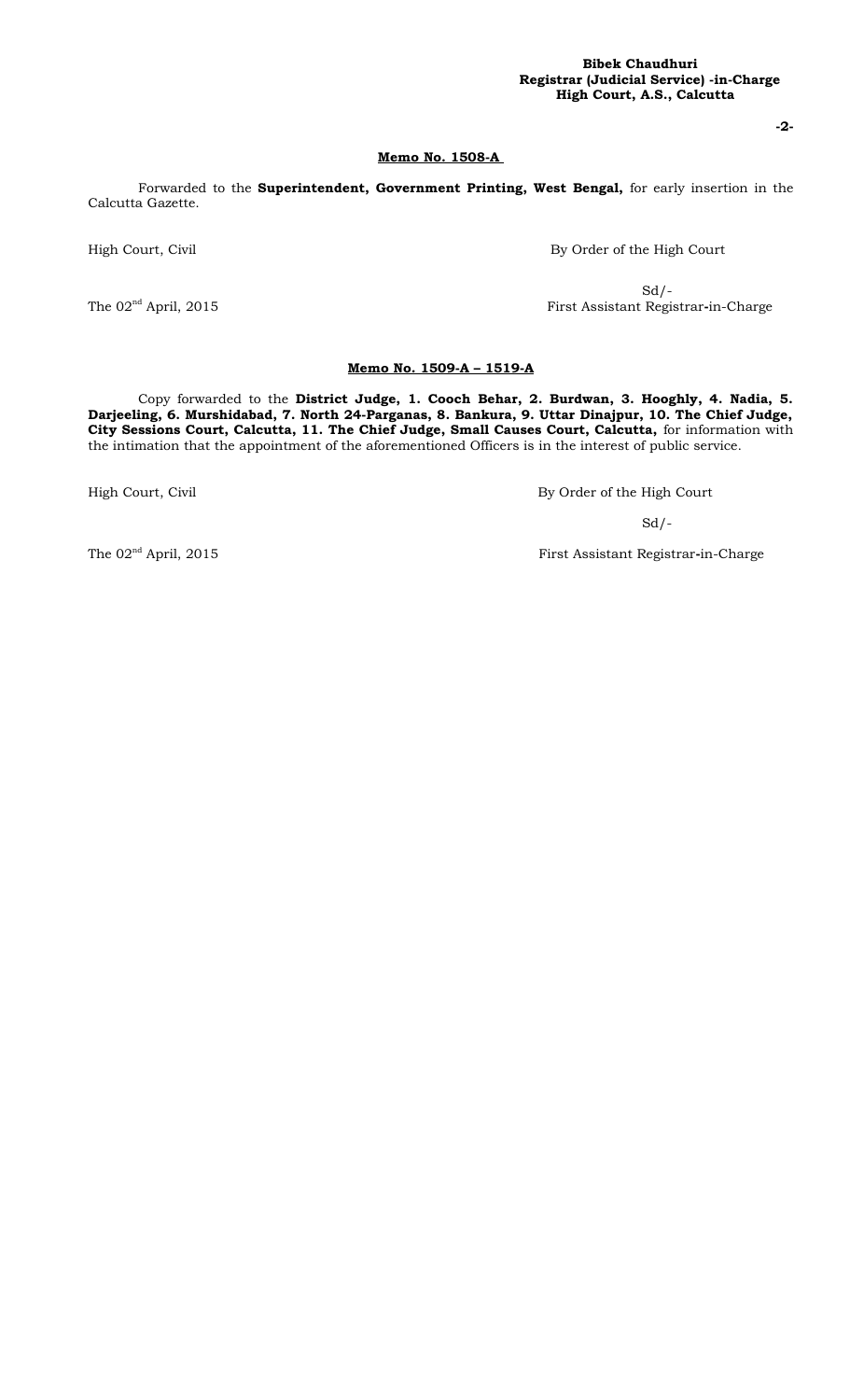**Bibek Chaudhuri**
**Registrar (Judicial Service) -in-Charge**
**High Court, A.S., Calcutta**

**Memo No. 1508-A**

Forwarded to the **Superintendent, Government Printing, West Bengal,** for early insertion in the Calcutta Gazette.

High Court, Civil

By Order of the High Court

Sd/-

The 02nd April, 2015

First Assistant Registrar-in-Charge

**Memo No. 1509-A – 1519-A**

Copy forwarded to the **District Judge, 1. Cooch Behar, 2. Burdwan, 3. Hooghly, 4. Nadia, 5. Darjeeling, 6. Murshidabad, 7. North 24-Parganas, 8. Bankura, 9. Uttar Dinajpur, 10. The Chief Judge, City Sessions Court, Calcutta, 11. The Chief Judge, Small Causes Court, Calcutta,** for information with the intimation that the appointment of the aforementioned Officers is in the interest of public service.

High Court, Civil

By Order of the High Court

Sd/-

The 02nd April, 2015

First Assistant Registrar-in-Charge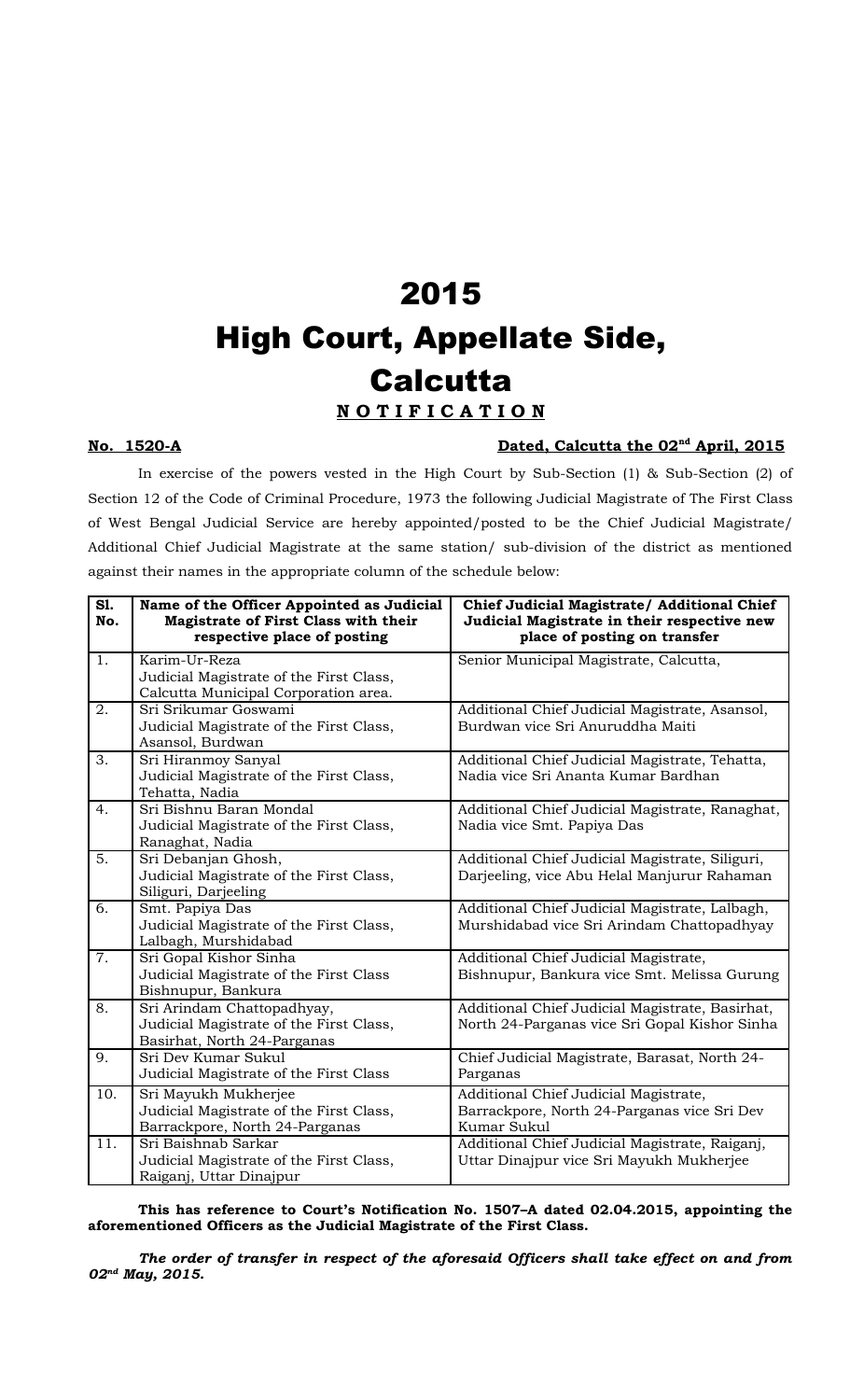# 2015

# High Court, Appellate Side, Calcutta

## N O T I F I C A T I O N

**No. 1520-A** **Dated, Calcutta the 02nd April, 2015**

In exercise of the powers vested in the High Court by Sub-Section (1) & Sub-Section (2) of Section 12 of the Code of Criminal Procedure, 1973 the following Judicial Magistrate of The First Class of West Bengal Judicial Service are hereby appointed/posted to be the Chief Judicial Magistrate/ Additional Chief Judicial Magistrate at the same station/ sub-division of the district as mentioned against their names in the appropriate column of the schedule below:

| Sl. No. | Name of the Officer Appointed as Judicial Magistrate of First Class with their respective place of posting | Chief Judicial Magistrate/ Additional Chief Judicial Magistrate in their respective new place of posting on transfer |
|---|---|---|
| 1. | Karim-Ur-Reza<br>Judicial Magistrate of the First Class, Calcutta Municipal Corporation area. | Senior Municipal Magistrate, Calcutta, |
| 2. | Sri Srikumar Goswami<br>Judicial Magistrate of the First Class, Asansol, Burdwan | Additional Chief Judicial Magistrate, Asansol, Burdwan vice Sri Anuruddha Maiti |
| 3. | Sri Hiranmoy Sanyal<br>Judicial Magistrate of the First Class, Tehatta, Nadia | Additional Chief Judicial Magistrate, Tehatta, Nadia vice Sri Ananta Kumar Bardhan |
| 4. | Sri Bishnu Baran Mondal<br>Judicial Magistrate of the First Class, Ranaghat, Nadia | Additional Chief Judicial Magistrate, Ranaghat, Nadia vice Smt. Papiya Das |
| 5. | Sri Debanjan Ghosh,<br>Judicial Magistrate of the First Class, Siliguri, Darjeeling | Additional Chief Judicial Magistrate, Siliguri, Darjeeling, vice Abu Helal Manjurur Rahaman |
| 6. | Smt. Papiya Das<br>Judicial Magistrate of the First Class, Lalbagh, Murshidabad | Additional Chief Judicial Magistrate, Lalbagh, Murshidabad vice Sri Arindam Chattopadhyay |
| 7. | Sri Gopal Kishor Sinha<br>Judicial Magistrate of the First Class Bishnupur, Bankura | Additional Chief Judicial Magistrate, Bishnupur, Bankura vice Smt. Melissa Gurung |
| 8. | Sri Arindam Chattopadhyay,<br>Judicial Magistrate of the First Class, Basirhat, North 24-Parganas | Additional Chief Judicial Magistrate, Basirhat, North 24-Parganas vice Sri Gopal Kishor Sinha |
| 9. | Sri Dev Kumar Sukul<br>Judicial Magistrate of the First Class | Chief Judicial Magistrate, Barasat, North 24-Parganas |
| 10. | Sri Mayukh Mukherjee<br>Judicial Magistrate of the First Class, Barrackpore, North 24-Parganas | Additional Chief Judicial Magistrate, Barrackpore, North 24-Parganas vice Sri Dev Kumar Sukul |
| 11. | Sri Baishnab Sarkar<br>Judicial Magistrate of the First Class, Raiganj, Uttar Dinajpur | Additional Chief Judicial Magistrate, Raiganj, Uttar Dinajpur vice Sri Mayukh Mukherjee |

**This has reference to Court's Notification No. 1507–A dated 02.04.2015, appointing the aforementioned Officers as the Judicial Magistrate of the First Class.**

***The order of transfer in respect of the aforesaid Officers shall take effect on and from 02nd May, 2015.***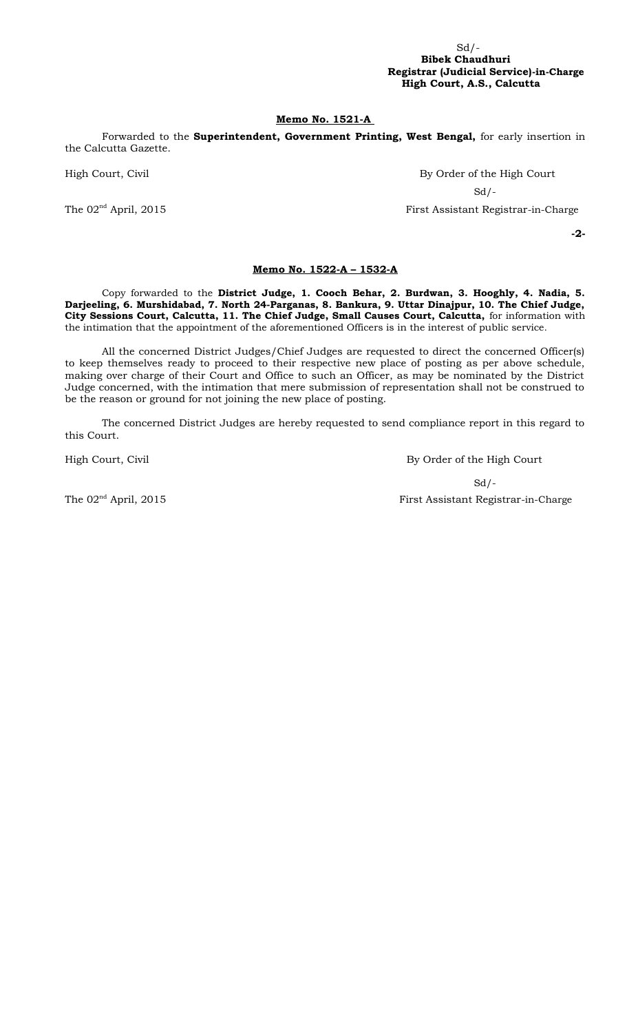Sd/-
**Bibek Chaudhuri**
**Registrar (Judicial Service)-in-Charge**
**High Court, A.S., Calcutta**

**Memo No. 1521-A**

Forwarded to the **Superintendent, Government Printing, West Bengal,** for early insertion in the Calcutta Gazette.

High Court, Civil — By Order of the High Court

Sd/-

The 02nd April, 2015 — First Assistant Registrar-in-Charge

**Memo No. 1522-A – 1532-A**

Copy forwarded to the **District Judge, 1. Cooch Behar, 2. Burdwan, 3. Hooghly, 4. Nadia, 5. Darjeeling, 6. Murshidabad, 7. North 24-Parganas, 8. Bankura, 9. Uttar Dinajpur, 10. The Chief Judge, City Sessions Court, Calcutta, 11. The Chief Judge, Small Causes Court, Calcutta,** for information with the intimation that the appointment of the aforementioned Officers is in the interest of public service.

All the concerned District Judges/Chief Judges are requested to direct the concerned Officer(s) to keep themselves ready to proceed to their respective new place of posting as per above schedule, making over charge of their Court and Office to such an Officer, as may be nominated by the District Judge concerned, with the intimation that mere submission of representation shall not be construed to be the reason or ground for not joining the new place of posting.

The concerned District Judges are hereby requested to send compliance report in this regard to this Court.

High Court, Civil — By Order of the High Court

Sd/-

The 02nd April, 2015 — First Assistant Registrar-in-Charge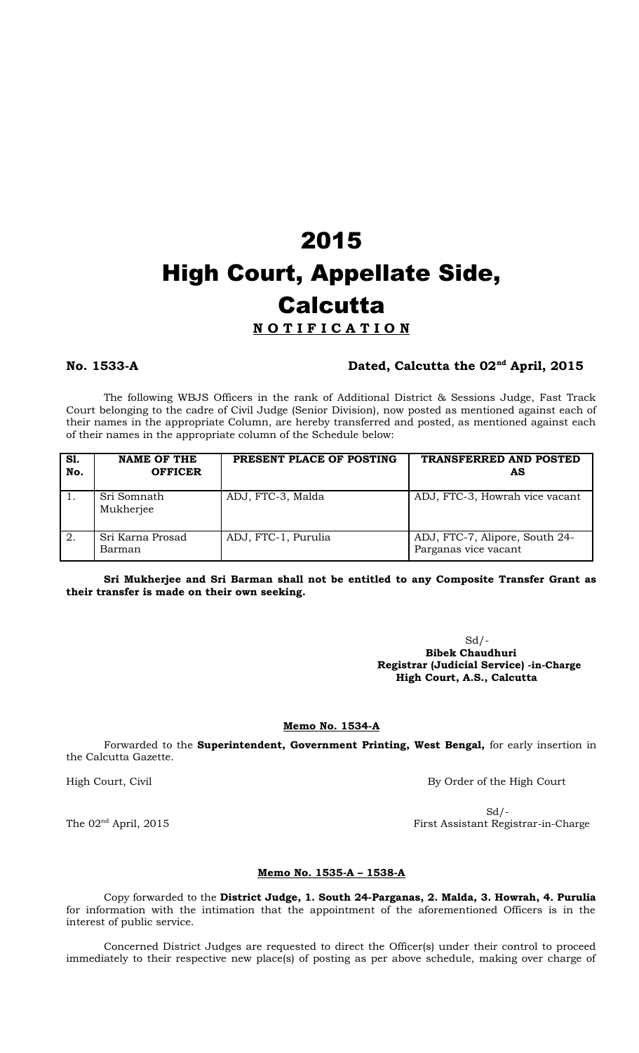# 2015
# High Court, Appellate Side, Calcutta

**N O T I F I C A T I O N**

**No. 1533-A** **Dated, Calcutta the 02nd April, 2015**

The following WBJS Officers in the rank of Additional District & Sessions Judge, Fast Track Court belonging to the cadre of Civil Judge (Senior Division), now posted as mentioned against each of their names in the appropriate Column, are hereby transferred and posted, as mentioned against each of their names in the appropriate column of the Schedule below:

| Sl. No. | NAME OF THE OFFICER | PRESENT PLACE OF POSTING | TRANSFERRED AND POSTED AS |
|---|---|---|---|
| 1. | Sri Somnath Mukherjee | ADJ, FTC-3, Malda | ADJ, FTC-3, Howrah vice vacant |
| 2. | Sri Karna Prosad Barman | ADJ, FTC-1, Purulia | ADJ, FTC-7, Alipore, South 24-Parganas vice vacant |

**Sri Mukherjee and Sri Barman shall not be entitled to any Composite Transfer Grant as their transfer is made on their own seeking.**

Sd/-
**Bibek Chaudhuri**
**Registrar (Judicial Service) -in-Charge**
**High Court, A.S., Calcutta**

**Memo No. 1534-A**

Forwarded to the **Superintendent, Government Printing, West Bengal,** for early insertion in the Calcutta Gazette.

High Court, Civil

By Order of the High Court

Sd/-

The 02nd April, 2015

First Assistant Registrar-in-Charge

**Memo No. 1535-A – 1538-A**

Copy forwarded to the **District Judge, 1. South 24-Parganas, 2. Malda, 3. Howrah, 4. Purulia** for information with the intimation that the appointment of the aforementioned Officers is in the interest of public service.

Concerned District Judges are requested to direct the Officer(s) under their control to proceed immediately to their respective new place(s) of posting as per above schedule, making over charge of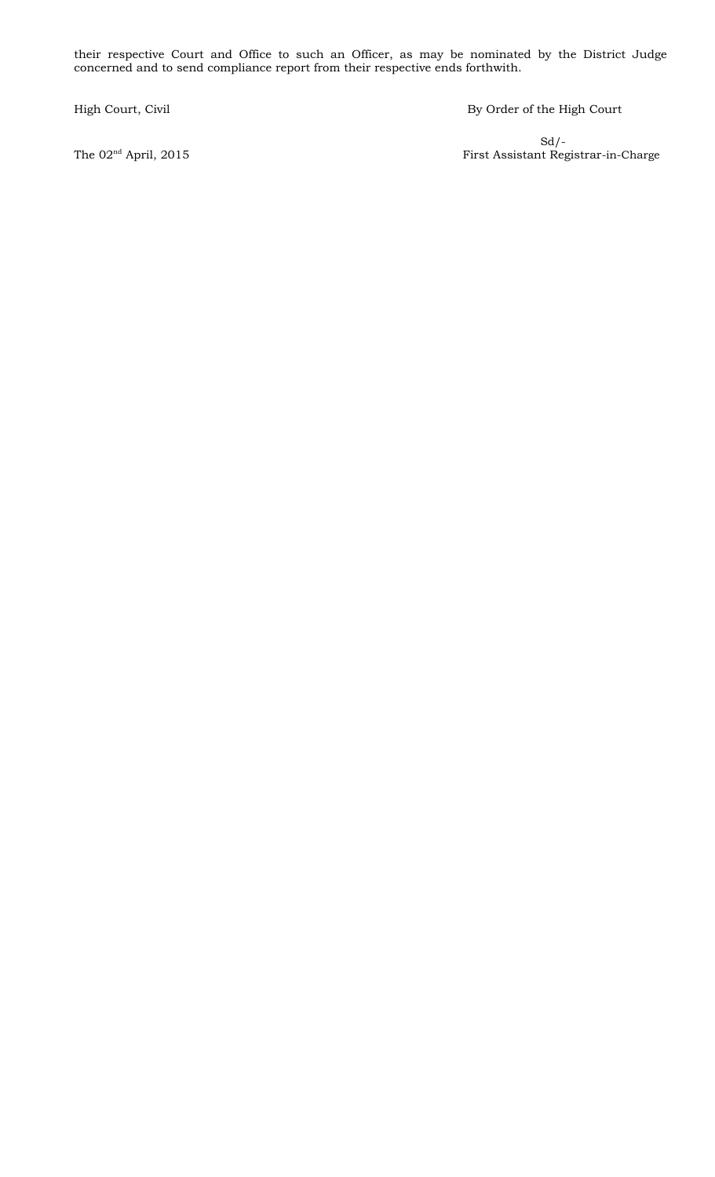their respective Court and Office to such an Officer, as may be nominated by the District Judge concerned and to send compliance report from their respective ends forthwith.

High Court, Civil

By Order of the High Court

Sd/-

The 02nd April, 2015

First Assistant Registrar-in-Charge